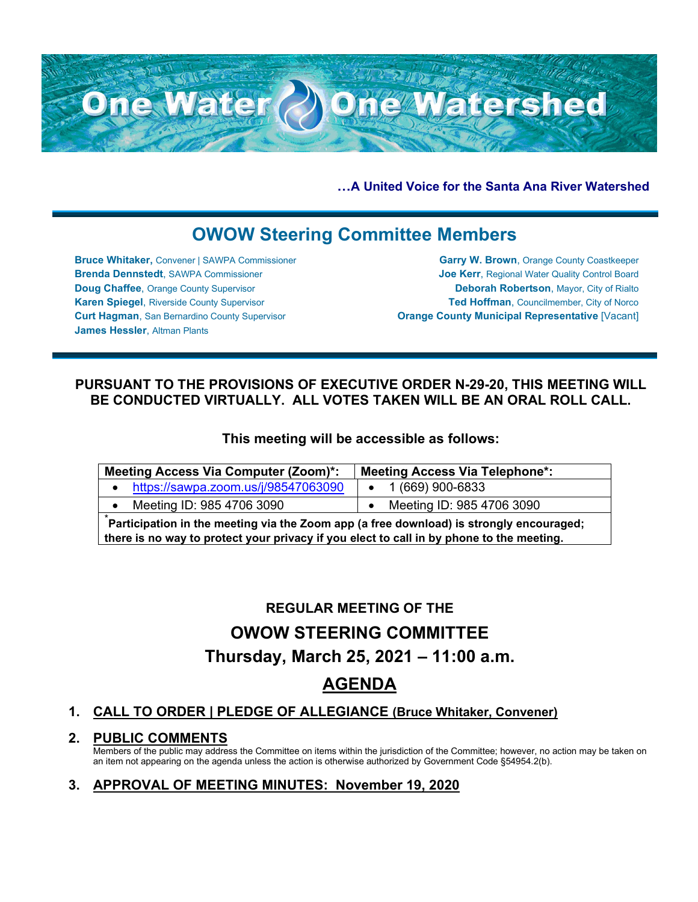# One Water One Watershed

**…A United Voice for the Santa Ana River Watershed**

## OWOW Steering Committee Members

**Bruce Whitaker,** Convener | SAWPA Commissioner
**Brenda Dennstedt**, SAWPA Commissioner
**Doug Chaffee**, Orange County Supervisor
**Karen Spiegel**, Riverside County Supervisor
**Curt Hagman**, San Bernardino County Supervisor
**James Hessler**, Altman Plants
**Garry W. Brown**, Orange County Coastkeeper
**Joe Kerr**, Regional Water Quality Control Board
**Deborah Robertson**, Mayor, City of Rialto
**Ted Hoffman**, Councilmember, City of Norco
**Orange County Municipal Representative** [Vacant]

**PURSUANT TO THE PROVISIONS OF EXECUTIVE ORDER N-29-20, THIS MEETING WILL BE CONDUCTED VIRTUALLY. ALL VOTES TAKEN WILL BE AN ORAL ROLL CALL.**

**This meeting will be accessible as follows:**

| Meeting Access Via Computer (Zoom)*: | Meeting Access Via Telephone*: |
|---|---|
| • https://sawpa.zoom.us/j/98547063090 | • 1 (669) 900-6833 |
| • Meeting ID: 985 4706 3090 | • Meeting ID: 985 4706 3090 |
| *Participation in the meeting via the Zoom app (a free download) is strongly encouraged; there is no way to protect your privacy if you elect to call in by phone to the meeting. | |

**REGULAR MEETING OF THE**

## OWOW STEERING COMMITTEE

## Thursday, March 25, 2021 – 11:00 a.m.

# AGENDA

**1. CALL TO ORDER | PLEDGE OF ALLEGIANCE (Bruce Whitaker, Convener)**

**2. PUBLIC COMMENTS**

Members of the public may address the Committee on items within the jurisdiction of the Committee; however, no action may be taken on an item not appearing on the agenda unless the action is otherwise authorized by Government Code §54954.2(b).

**3. APPROVAL OF MEETING MINUTES: November 19, 2020**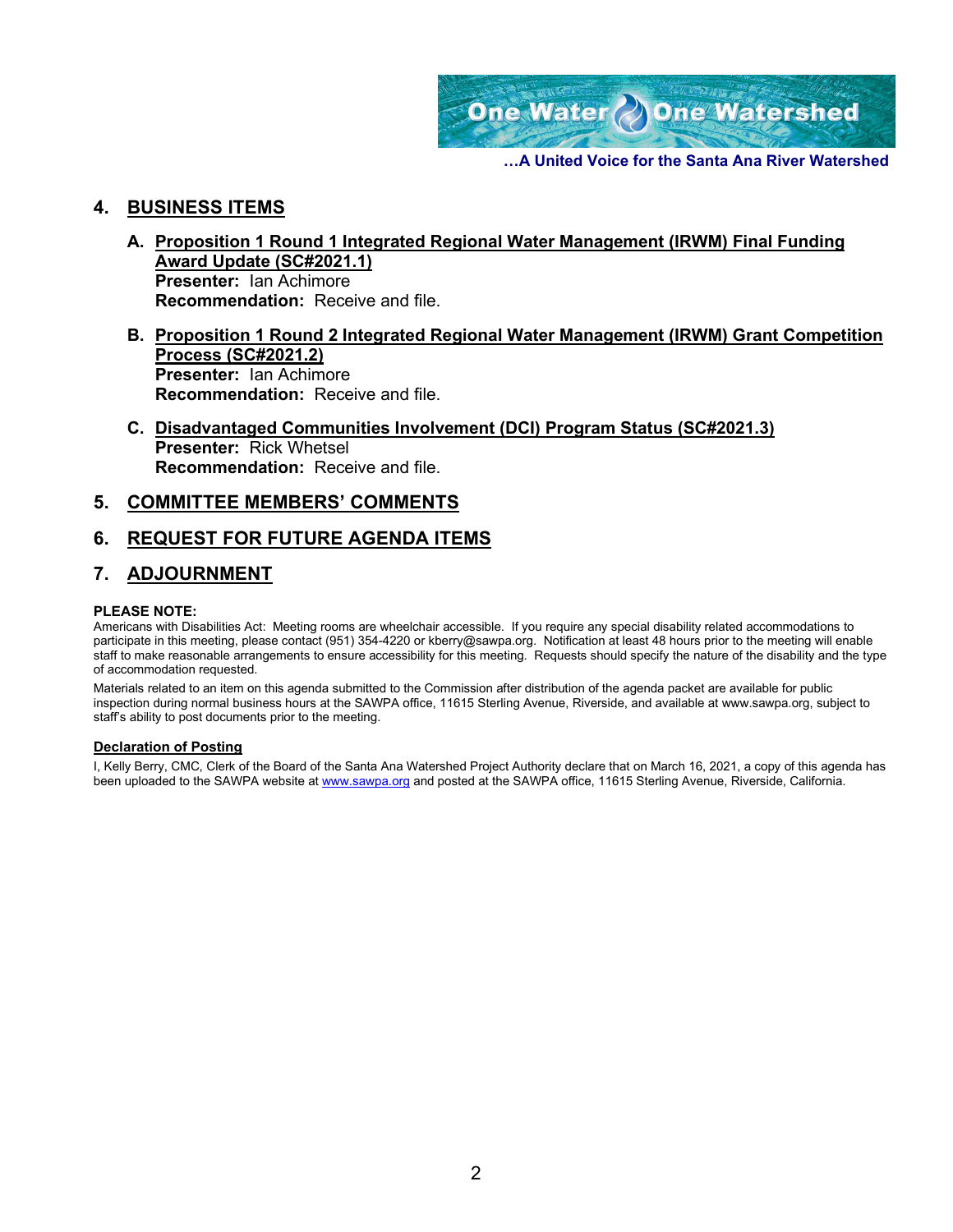## 4. BUSINESS ITEMS

**A. Proposition 1 Round 1 Integrated Regional Water Management (IRWM) Final Funding Award Update (SC#2021.1)**
**Presenter:** Ian Achimore
**Recommendation:** Receive and file.

**B. Proposition 1 Round 2 Integrated Regional Water Management (IRWM) Grant Competition Process (SC#2021.2)**
**Presenter:** Ian Achimore
**Recommendation:** Receive and file.

**C. Disadvantaged Communities Involvement (DCI) Program Status (SC#2021.3)**
**Presenter:** Rick Whetsel
**Recommendation:** Receive and file.

## 5. COMMITTEE MEMBERS' COMMENTS

## 6. REQUEST FOR FUTURE AGENDA ITEMS

## 7. ADJOURNMENT

**PLEASE NOTE:**
Americans with Disabilities Act: Meeting rooms are wheelchair accessible. If you require any special disability related accommodations to participate in this meeting, please contact (951) 354-4220 or kberry@sawpa.org. Notification at least 48 hours prior to the meeting will enable staff to make reasonable arrangements to ensure accessibility for this meeting. Requests should specify the nature of the disability and the type of accommodation requested.

Materials related to an item on this agenda submitted to the Commission after distribution of the agenda packet are available for public inspection during normal business hours at the SAWPA office, 11615 Sterling Avenue, Riverside, and available at www.sawpa.org, subject to staff's ability to post documents prior to the meeting.

**Declaration of Posting**

I, Kelly Berry, CMC, Clerk of the Board of the Santa Ana Watershed Project Authority declare that on March 16, 2021, a copy of this agenda has been uploaded to the SAWPA website at www.sawpa.org and posted at the SAWPA office, 11615 Sterling Avenue, Riverside, California.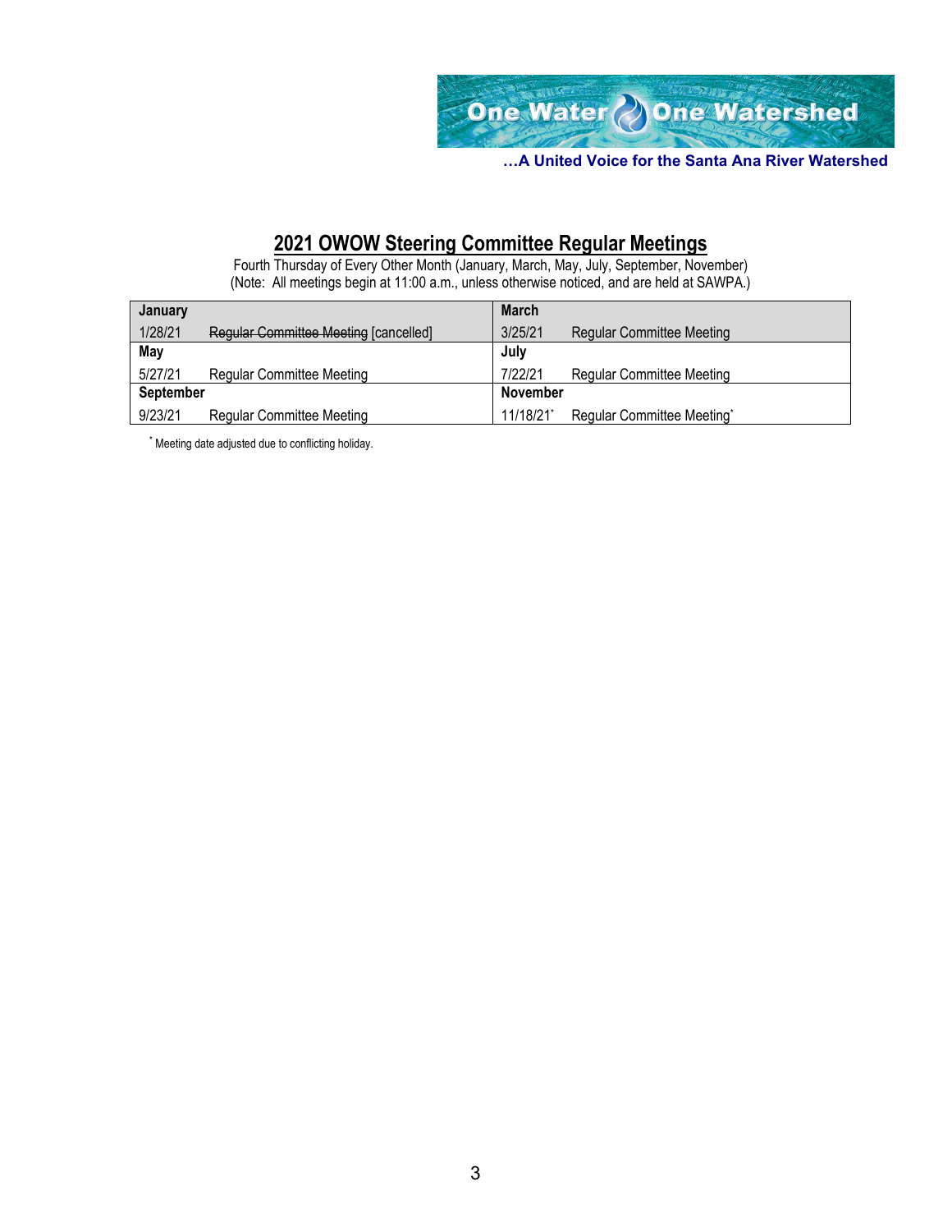One Water One Watershed

**…A United Voice for the Santa Ana River Watershed**

# 2021 OWOW Steering Committee Regular Meetings

Fourth Thursday of Every Other Month (January, March, May, July, September, November)
(Note: All meetings begin at 11:00 a.m., unless otherwise noticed, and are held at SAWPA.)

| | | | |
|---|---|---|---|
| **January** | | **March** | |
| 1/28/21 | ~~Regular Committee Meeting~~ [cancelled] | 3/25/21 | Regular Committee Meeting |
| **May** | | **July** | |
| 5/27/21 | Regular Committee Meeting | 7/22/21 | Regular Committee Meeting |
| **September** | | **November** | |
| 9/23/21 | Regular Committee Meeting | 11/18/21* | Regular Committee Meeting* |

* Meeting date adjusted due to conflicting holiday.